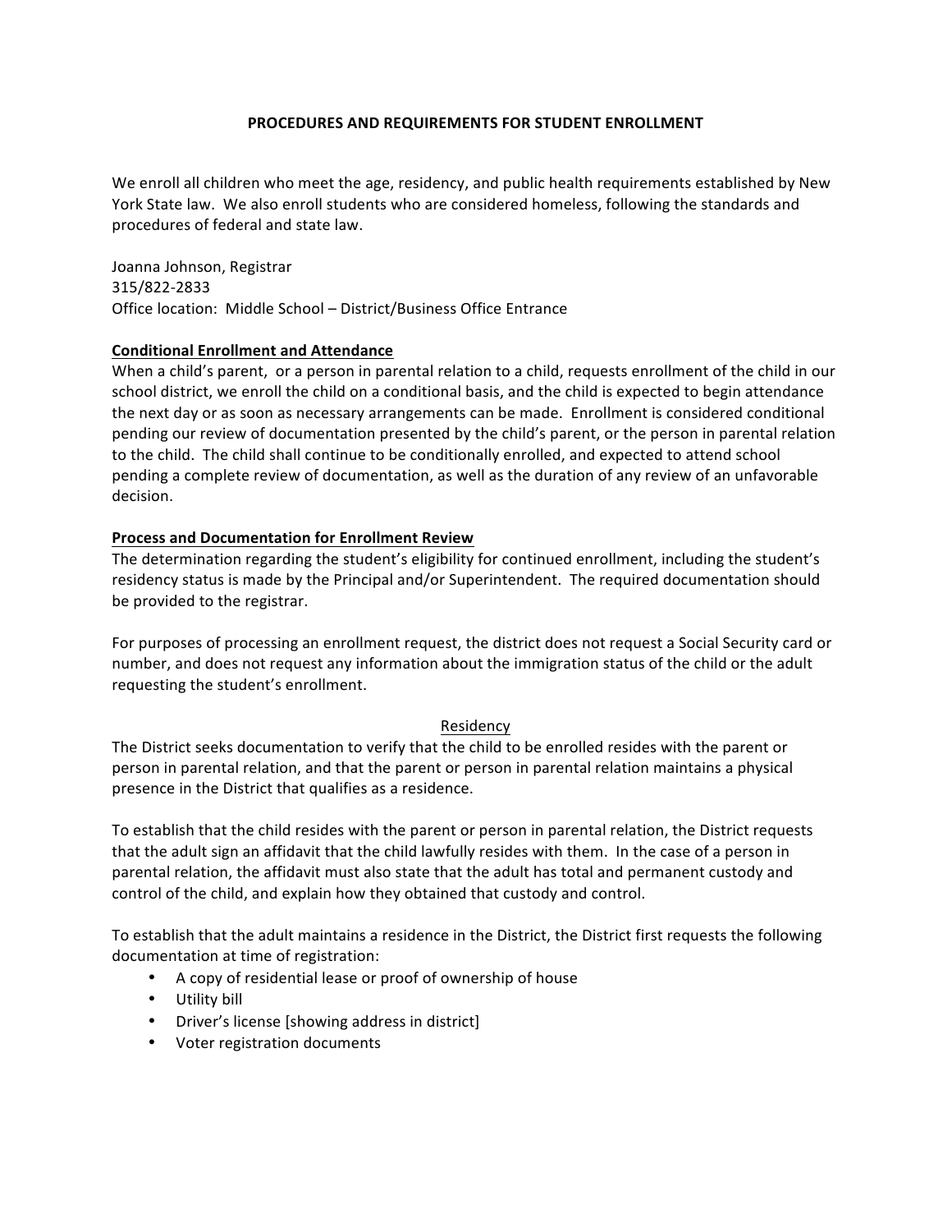# PROCEDURES AND REQUIREMENTS FOR STUDENT ENROLLMENT

We enroll all children who meet the age, residency, and public health requirements established by New York State law. We also enroll students who are considered homeless, following the standards and procedures of federal and state law.

Joanna Johnson, Registrar
315/822-2833
Office location: Middle School – District/Business Office Entrance

## Conditional Enrollment and Attendance

When a child's parent, or a person in parental relation to a child, requests enrollment of the child in our school district, we enroll the child on a conditional basis, and the child is expected to begin attendance the next day or as soon as necessary arrangements can be made. Enrollment is considered conditional pending our review of documentation presented by the child's parent, or the person in parental relation to the child. The child shall continue to be conditionally enrolled, and expected to attend school pending a complete review of documentation, as well as the duration of any review of an unfavorable decision.

## Process and Documentation for Enrollment Review

The determination regarding the student's eligibility for continued enrollment, including the student's residency status is made by the Principal and/or Superintendent. The required documentation should be provided to the registrar.

For purposes of processing an enrollment request, the district does not request a Social Security card or number, and does not request any information about the immigration status of the child or the adult requesting the student's enrollment.

### Residency

The District seeks documentation to verify that the child to be enrolled resides with the parent or person in parental relation, and that the parent or person in parental relation maintains a physical presence in the District that qualifies as a residence.

To establish that the child resides with the parent or person in parental relation, the District requests that the adult sign an affidavit that the child lawfully resides with them. In the case of a person in parental relation, the affidavit must also state that the adult has total and permanent custody and control of the child, and explain how they obtained that custody and control.

To establish that the adult maintains a residence in the District, the District first requests the following documentation at time of registration:

- A copy of residential lease or proof of ownership of house
- Utility bill
- Driver's license [showing address in district]
- Voter registration documents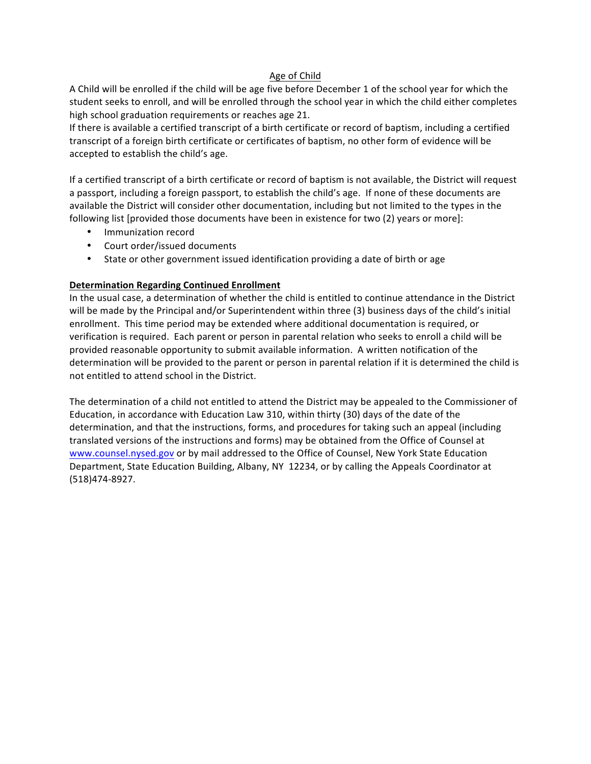## Age of Child

A Child will be enrolled if the child will be age five before December 1 of the school year for which the student seeks to enroll, and will be enrolled through the school year in which the child either completes high school graduation requirements or reaches age 21.

If there is available a certified transcript of a birth certificate or record of baptism, including a certified transcript of a foreign birth certificate or certificates of baptism, no other form of evidence will be accepted to establish the child's age.

If a certified transcript of a birth certificate or record of baptism is not available, the District will request a passport, including a foreign passport, to establish the child's age. If none of these documents are available the District will consider other documentation, including but not limited to the types in the following list [provided those documents have been in existence for two (2) years or more]:

- Immunization record
- Court order/issued documents
- State or other government issued identification providing a date of birth or age

## **Determination Regarding Continued Enrollment**

In the usual case, a determination of whether the child is entitled to continue attendance in the District will be made by the Principal and/or Superintendent within three (3) business days of the child's initial enrollment. This time period may be extended where additional documentation is required, or verification is required. Each parent or person in parental relation who seeks to enroll a child will be provided reasonable opportunity to submit available information. A written notification of the determination will be provided to the parent or person in parental relation if it is determined the child is not entitled to attend school in the District.

The determination of a child not entitled to attend the District may be appealed to the Commissioner of Education, in accordance with Education Law 310, within thirty (30) days of the date of the determination, and that the instructions, forms, and procedures for taking such an appeal (including translated versions of the instructions and forms) may be obtained from the Office of Counsel at www.counsel.nysed.gov or by mail addressed to the Office of Counsel, New York State Education Department, State Education Building, Albany, NY 12234, or by calling the Appeals Coordinator at (518)474-8927.